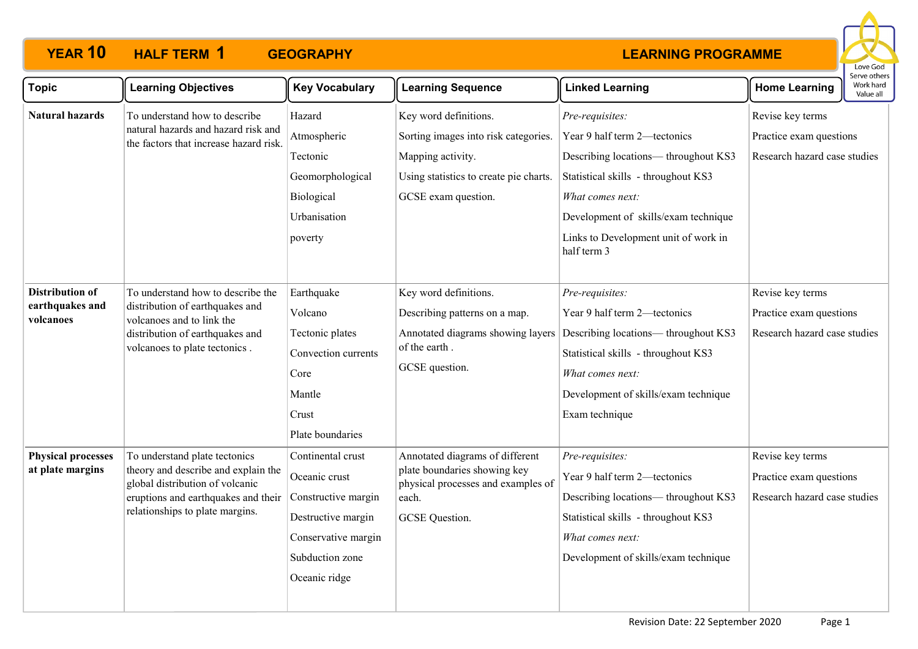# YEAR 10 HALF TERM 1 GEOGRAPHY LEARNING PROGRAMME

Love God
Serve others
Work hard
Value all

| Topic | Learning Objectives | Key Vocabulary | Learning Sequence | Linked Learning | Home Learning |
|---|---|---|---|---|---|
| **Natural hazards** | To understand how to describe natural hazards and hazard risk and the factors that increase hazard risk. | Hazard<br>Atmospheric<br>Tectonic<br>Geomorphological<br>Biological<br>Urbanisation<br>poverty | Key word definitions.<br>Sorting images into risk categories.<br>Mapping activity.<br>Using statistics to create pie charts.<br>GCSE exam question. | *Pre-requisites:*<br>Year 9 half term 2—tectonics<br>Describing locations— throughout KS3<br>Statistical skills - throughout KS3<br>*What comes next:*<br>Development of skills/exam technique<br>Links to Development unit of work in half term 3 | Revise key terms<br>Practice exam questions<br>Research hazard case studies |
| **Distribution of earthquakes and volcanoes** | To understand how to describe the distribution of earthquakes and volcanoes and to link the distribution of earthquakes and volcanoes to plate tectonics . | Earthquake<br>Volcano<br>Tectonic plates<br>Convection currents<br>Core<br>Mantle<br>Crust<br>Plate boundaries | Key word definitions.<br>Describing patterns on a map.<br>Annotated diagrams showing layers of the earth .<br>GCSE question. | *Pre-requisites:*<br>Year 9 half term 2—tectonics<br>Describing locations— throughout KS3<br>Statistical skills - throughout KS3<br>*What comes next:*<br>Development of skills/exam technique<br>Exam technique | Revise key terms<br>Practice exam questions<br>Research hazard case studies |
| **Physical processes at plate margins** | To understand plate tectonics theory and describe and explain the global distribution of volcanic eruptions and earthquakes and their relationships to plate margins. | Continental crust<br>Oceanic crust<br>Constructive margin<br>Destructive margin<br>Conservative margin<br>Subduction zone<br>Oceanic ridge | Annotated diagrams of different plate boundaries showing key physical processes and examples of each.<br>GCSE Question. | *Pre-requisites:*<br>Year 9 half term 2—tectonics<br>Describing locations— throughout KS3<br>Statistical skills - throughout KS3<br>*What comes next:*<br>Development of skills/exam technique | Revise key terms<br>Practice exam questions<br>Research hazard case studies |

Revision Date: 22 September 2020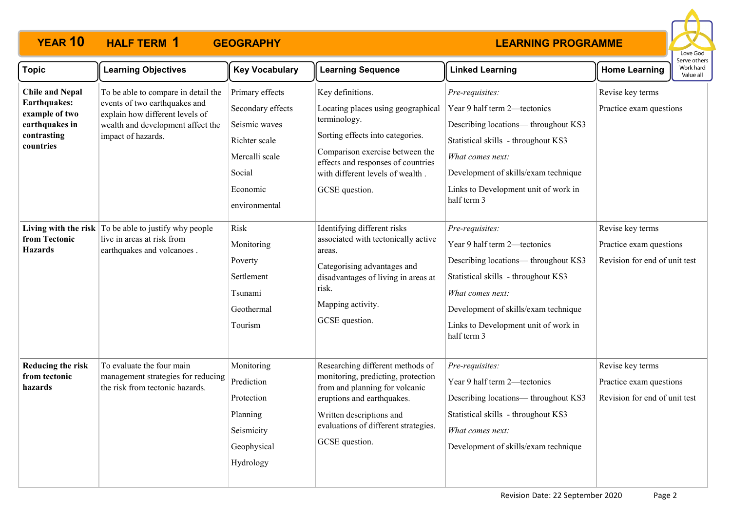# YEAR 10 HALF TERM 1 GEOGRAPHY LEARNING PROGRAMME

Love God
Serve others
Work hard
Value all

| Topic | Learning Objectives | Key Vocabulary | Learning Sequence | Linked Learning | Home Learning |
|---|---|---|---|---|---|
| **Chile and Nepal Earthquakes: example of two earthquakes in contrasting countries** | To be able to compare in detail the events of two earthquakes and explain how different levels of wealth and development affect the impact of hazards. | Primary effects<br>Secondary effects<br>Seismic waves<br>Richter scale<br>Mercalli scale<br>Social<br>Economic<br>environmental | Key definitions.<br>Locating places using geographical terminology.<br>Sorting effects into categories.<br>Comparison exercise between the effects and responses of countries with different levels of wealth .<br>GCSE question. | *Pre-requisites:*<br>Year 9 half term 2—tectonics<br>Describing locations— throughout KS3<br>Statistical skills - throughout KS3<br>*What comes next:*<br>Development of skills/exam technique<br>Links to Development unit of work in half term 3 | Revise key terms<br>Practice exam questions |
| **Living with the risk from Tectonic Hazards** | To be able to justify why people live in areas at risk from earthquakes and volcanoes . | Risk<br>Monitoring<br>Poverty<br>Settlement<br>Tsunami<br>Geothermal<br>Tourism | Identifying different risks associated with tectonically active areas.<br>Categorising advantages and disadvantages of living in areas at risk.<br>Mapping activity.<br>GCSE question. | *Pre-requisites:*<br>Year 9 half term 2—tectonics<br>Describing locations— throughout KS3<br>Statistical skills - throughout KS3<br>*What comes next:*<br>Development of skills/exam technique<br>Links to Development unit of work in half term 3 | Revise key terms<br>Practice exam questions<br>Revision for end of unit test |
| **Reducing the risk from tectonic hazards** | To evaluate the four main management strategies for reducing the risk from tectonic hazards. | Monitoring<br>Prediction<br>Protection<br>Planning<br>Seismicity<br>Geophysical<br>Hydrology | Researching different methods of monitoring, predicting, protection from and planning for volcanic eruptions and earthquakes.<br>Written descriptions and evaluations of different strategies.<br>GCSE question. | *Pre-requisites:*<br>Year 9 half term 2—tectonics<br>Describing locations— throughout KS3<br>Statistical skills - throughout KS3<br>*What comes next:*<br>Development of skills/exam technique | Revise key terms<br>Practice exam questions<br>Revision for end of unit test |

Revision Date: 22 September 2020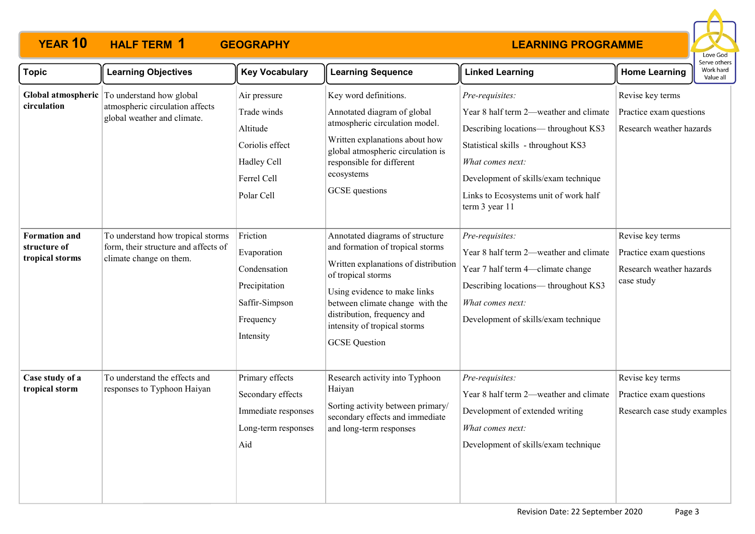# YEAR 10 HALF TERM 1 GEOGRAPHY LEARNING PROGRAMME

Love God
Serve others
Work hard
Value all

| Topic | Learning Objectives | Key Vocabulary | Learning Sequence | Linked Learning | Home Learning |
|---|---|---|---|---|---|
| **Global atmospheric circulation** | To understand how global atmospheric circulation affects global weather and climate. | Air pressure<br>Trade winds<br>Altitude<br>Coriolis effect<br>Hadley Cell<br>Ferrel Cell<br>Polar Cell | Key word definitions.<br>Annotated diagram of global atmospheric circulation model.<br>Written explanations about how global atmospheric circulation is responsible for different ecosystems<br>GCSE questions | *Pre-requisites:*<br>Year 8 half term 2—weather and climate<br>Describing locations— throughout KS3<br>Statistical skills - throughout KS3<br>*What comes next:*<br>Development of skills/exam technique<br>Links to Ecosystems unit of work half term 3 year 11 | Revise key terms<br>Practice exam questions<br>Research weather hazards |
| **Formation and structure of tropical storms** | To understand how tropical storms form, their structure and affects of climate change on them. | Friction<br>Evaporation<br>Condensation<br>Precipitation<br>Saffir-Simpson<br>Frequency<br>Intensity | Annotated diagrams of structure and formation of tropical storms<br>Written explanations of distribution of tropical storms<br>Using evidence to make links between climate change with the distribution, frequency and intensity of tropical storms<br>GCSE Question | *Pre-requisites:*<br>Year 8 half term 2—weather and climate<br>Year 7 half term 4—climate change<br>Describing locations— throughout KS3<br>*What comes next:*<br>Development of skills/exam technique | Revise key terms<br>Practice exam questions<br>Research weather hazards case study |
| **Case study of a tropical storm** | To understand the effects and responses to Typhoon Haiyan | Primary effects<br>Secondary effects<br>Immediate responses<br>Long-term responses<br>Aid | Research activity into Typhoon Haiyan<br>Sorting activity between primary/ secondary effects and immediate and long-term responses | *Pre-requisites:*<br>Year 8 half term 2—weather and climate<br>Development of extended writing<br>*What comes next:*<br>Development of skills/exam technique | Revise key terms<br>Practice exam questions<br>Research case study examples |

Revision Date: 22 September 2020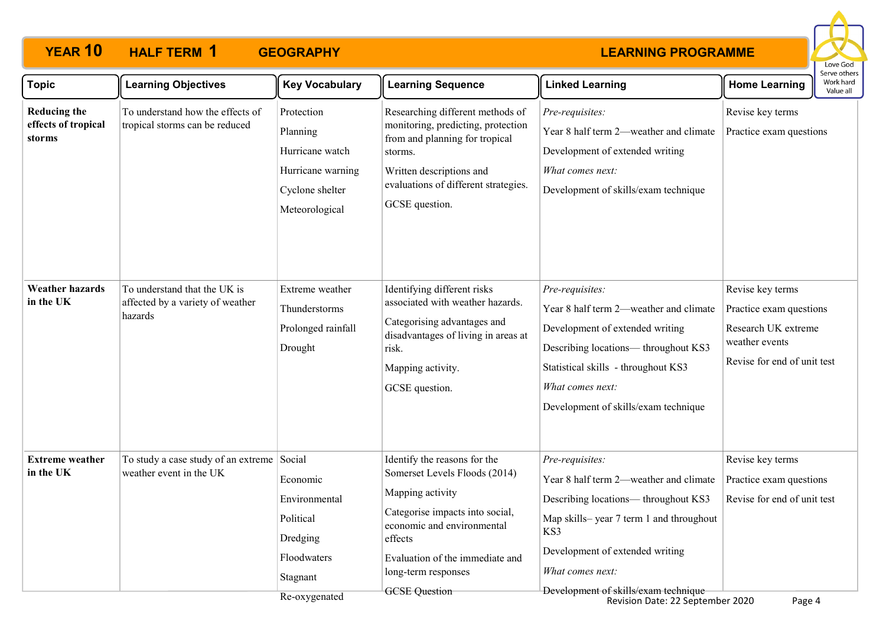# YEAR 10 HALF TERM 1 GEOGRAPHY LEARNING PROGRAMME

Love God
Serve others
Work hard
Value all

| Topic | Learning Objectives | Key Vocabulary | Learning Sequence | Linked Learning | Home Learning |
|---|---|---|---|---|---|
| **Reducing the effects of tropical storms** | To understand how the effects of tropical storms can be reduced | Protection<br>Planning<br>Hurricane watch<br>Hurricane warning<br>Cyclone shelter<br>Meteorological | Researching different methods of monitoring, predicting, protection from and planning for tropical storms.<br>Written descriptions and evaluations of different strategies.<br>GCSE question. | *Pre-requisites:*<br>Year 8 half term 2—weather and climate<br>Development of extended writing<br>*What comes next:*<br>Development of skills/exam technique | Revise key terms<br>Practice exam questions |
| **Weather hazards in the UK** | To understand that the UK is affected by a variety of weather hazards | Extreme weather<br>Thunderstorms<br>Prolonged rainfall<br>Drought | Identifying different risks associated with weather hazards.<br>Categorising advantages and disadvantages of living in areas at risk.<br>Mapping activity.<br>GCSE question. | *Pre-requisites:*<br>Year 8 half term 2—weather and climate<br>Development of extended writing<br>Describing locations— throughout KS3<br>Statistical skills - throughout KS3<br>*What comes next:*<br>Development of skills/exam technique | Revise key terms<br>Practice exam questions<br>Research UK extreme weather events<br>Revise for end of unit test |
| **Extreme weather in the UK** | To study a case study of an extreme weather event in the UK | Social<br>Economic<br>Environmental<br>Political<br>Dredging<br>Floodwaters<br>Stagnant<br>Re-oxygenated | Identify the reasons for the Somerset Levels Floods (2014)<br>Mapping activity<br>Categorise impacts into social, economic and environmental effects<br>Evaluation of the immediate and long-term responses<br>GCSE Question | *Pre-requisites:*<br>Year 8 half term 2—weather and climate<br>Describing locations— throughout KS3<br>Map skills– year 7 term 1 and throughout KS3<br>Development of extended writing<br>*What comes next:*<br>Development of skills/exam technique | Revise key terms<br>Practice exam questions<br>Revise for end of unit test |

Revision Date: 22 September 2020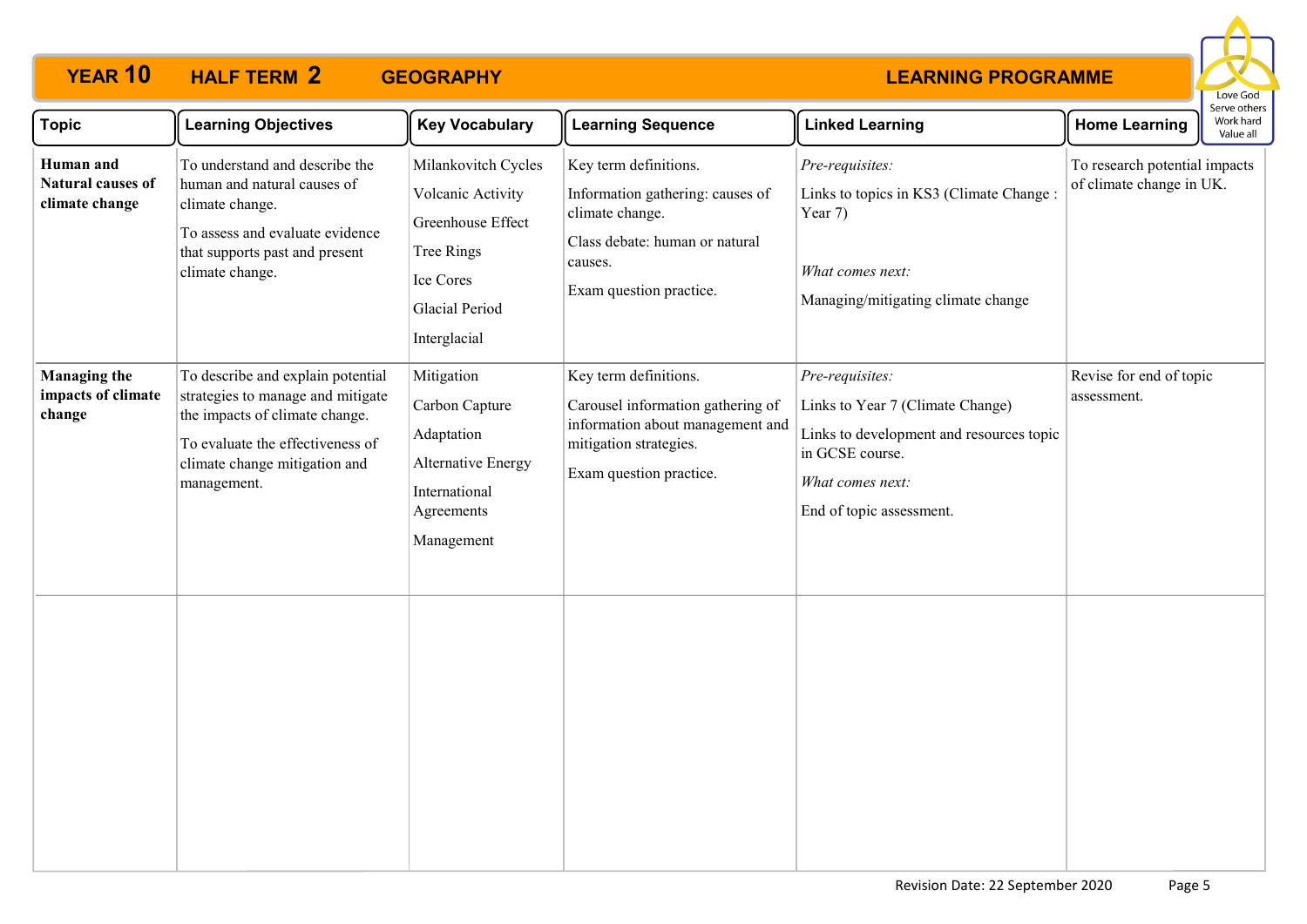**YEAR 10 HALF TERM 2 GEOGRAPHY — LEARNING PROGRAMME**

Love God
Serve others
Work hard
Value all

| Topic | Learning Objectives | Key Vocabulary | Learning Sequence | Linked Learning | Home Learning |
|---|---|---|---|---|---|
| **Human and Natural causes of climate change** | To understand and describe the human and natural causes of climate change.<br><br>To assess and evaluate evidence that supports past and present climate change. | Milankovitch Cycles<br><br>Volcanic Activity<br><br>Greenhouse Effect<br><br>Tree Rings<br><br>Ice Cores<br><br>Glacial Period<br><br>Interglacial | Key term definitions.<br><br>Information gathering: causes of climate change.<br><br>Class debate: human or natural causes.<br><br>Exam question practice. | *Pre-requisites:*<br><br>Links to topics in KS3 (Climate Change : Year 7)<br><br>*What comes next:*<br><br>Managing/mitigating climate change | To research potential impacts of climate change in UK. |
| **Managing the impacts of climate change** | To describe and explain potential strategies to manage and mitigate the impacts of climate change.<br><br>To evaluate the effectiveness of climate change mitigation and management. | Mitigation<br><br>Carbon Capture<br><br>Adaptation<br><br>Alternative Energy<br><br>International Agreements<br><br>Management | Key term definitions.<br><br>Carousel information gathering of information about management and mitigation strategies.<br><br>Exam question practice. | *Pre-requisites:*<br><br>Links to Year 7 (Climate Change)<br><br>Links to development and resources topic in GCSE course.<br><br>*What comes next:*<br><br>End of topic assessment. | Revise for end of topic assessment. |
| | | | | | |

Revision Date: 22 September 2020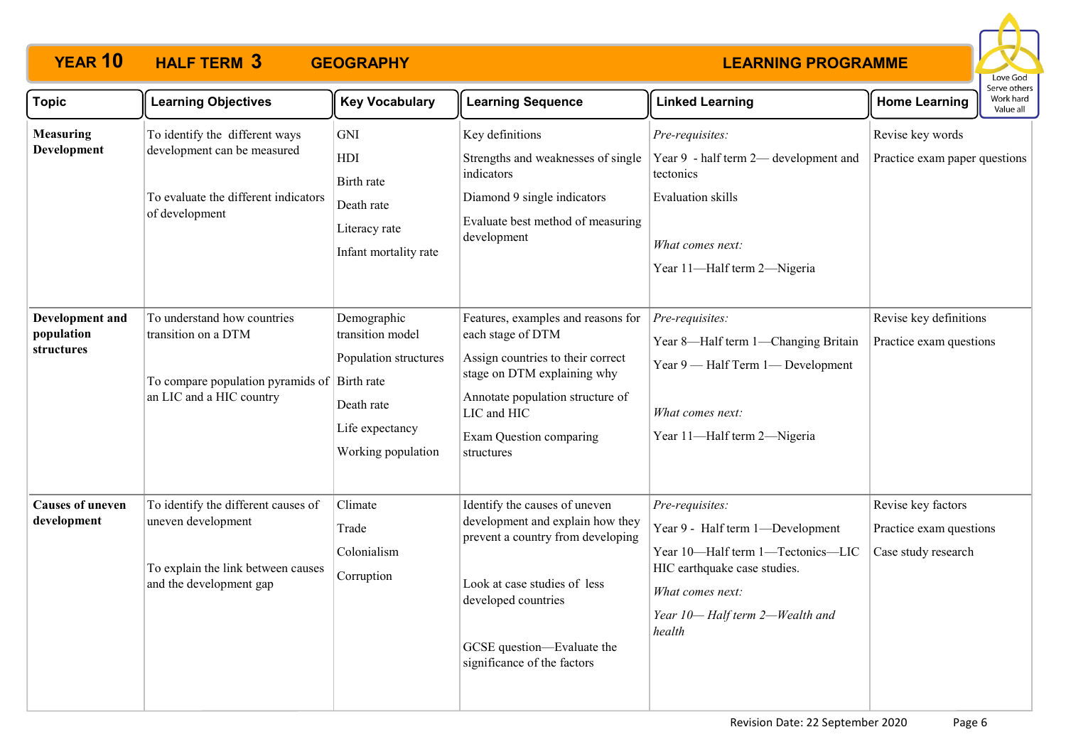# YEAR 10 HALF TERM 3 GEOGRAPHY — LEARNING PROGRAMME

| Topic | Learning Objectives | Key Vocabulary | Learning Sequence | Linked Learning | Home Learning |
|---|---|---|---|---|---|
| **Measuring Development** | To identify the different ways development can be measured<br><br>To evaluate the different indicators of development | GNI<br>HDI<br>Birth rate<br>Death rate<br>Literacy rate<br>Infant mortality rate | Key definitions<br>Strengths and weaknesses of single indicators<br>Diamond 9 single indicators<br>Evaluate best method of measuring development | *Pre-requisites:*<br>Year 9 - half term 2— development and tectonics<br>Evaluation skills<br><br>*What comes next:*<br>Year 11—Half term 2—Nigeria | Revise key words<br>Practice exam paper questions |
| **Development and population structures** | To understand how countries transition on a DTM<br><br>To compare population pyramids of an LIC and a HIC country | Demographic transition model<br>Population structures<br>Birth rate<br>Death rate<br>Life expectancy<br>Working population | Features, examples and reasons for each stage of DTM<br>Assign countries to their correct stage on DTM explaining why<br>Annotate population structure of LIC and HIC<br>Exam Question comparing structures | *Pre-requisites:*<br>Year 8—Half term 1—Changing Britain<br>Year 9 — Half Term 1— Development<br><br>*What comes next:*<br>Year 11—Half term 2—Nigeria | Revise key definitions<br>Practice exam questions |
| **Causes of uneven development** | To identify the different causes of uneven development<br><br>To explain the link between causes and the development gap | Climate<br>Trade<br>Colonialism<br>Corruption | Identify the causes of uneven development and explain how they prevent a country from developing<br><br>Look at case studies of less developed countries<br><br>GCSE question—Evaluate the significance of the factors | *Pre-requisites:*<br>Year 9 - Half term 1—Development<br>Year 10—Half term 1—Tectonics—LIC HIC earthquake case studies.<br>*What comes next:*<br>*Year 10— Half term 2—Wealth and health* | Revise key factors<br>Practice exam questions<br>Case study research |

Revision Date: 22 September 2020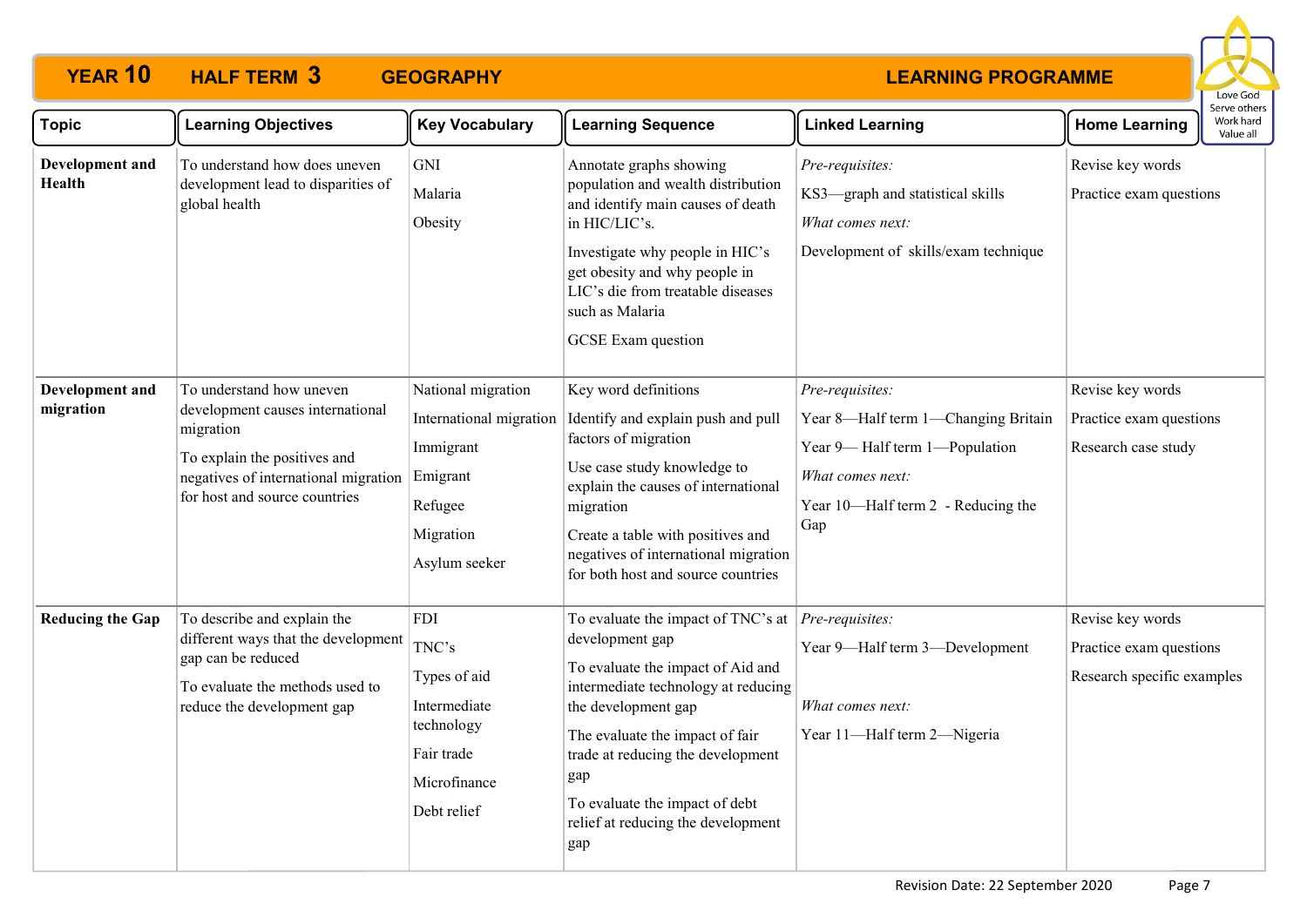# YEAR 10 HALF TERM 3 GEOGRAPHY LEARNING PROGRAMME

Love God
Serve others
Work hard
Value all

| Topic | Learning Objectives | Key Vocabulary | Learning Sequence | Linked Learning | Home Learning |
|---|---|---|---|---|---|
| **Development and Health** | To understand how does uneven development lead to disparities of global health | GNI<br>Malaria<br>Obesity | Annotate graphs showing population and wealth distribution and identify main causes of death in HIC/LIC's.<br>Investigate why people in HIC's get obesity and why people in LIC's die from treatable diseases such as Malaria<br>GCSE Exam question | *Pre-requisites:*<br>KS3—graph and statistical skills<br>*What comes next:*<br>Development of skills/exam technique | Revise key words<br>Practice exam questions |
| **Development and migration** | To understand how uneven development causes international migration<br>To explain the positives and negatives of international migration for host and source countries | National migration<br>International migration<br>Immigrant<br>Emigrant<br>Refugee<br>Migration<br>Asylum seeker | Key word definitions<br>Identify and explain push and pull factors of migration<br>Use case study knowledge to explain the causes of international migration<br>Create a table with positives and negatives of international migration for both host and source countries | *Pre-requisites:*<br>Year 8—Half term 1—Changing Britain<br>Year 9— Half term 1—Population<br>*What comes next:*<br>Year 10—Half term 2 - Reducing the Gap | Revise key words<br>Practice exam questions<br>Research case study |
| **Reducing the Gap** | To describe and explain the different ways that the development gap can be reduced<br>To evaluate the methods used to reduce the development gap | FDI<br>TNC's<br>Types of aid<br>Intermediate technology<br>Fair trade<br>Microfinance<br>Debt relief | To evaluate the impact of TNC's at development gap<br>To evaluate the impact of Aid and intermediate technology at reducing the development gap<br>The evaluate the impact of fair trade at reducing the development gap<br>To evaluate the impact of debt relief at reducing the development gap | *Pre-requisites:*<br>Year 9—Half term 3—Development<br>*What comes next:*<br>Year 11—Half term 2—Nigeria | Revise key words<br>Practice exam questions<br>Research specific examples |

Revision Date: 22 September 2020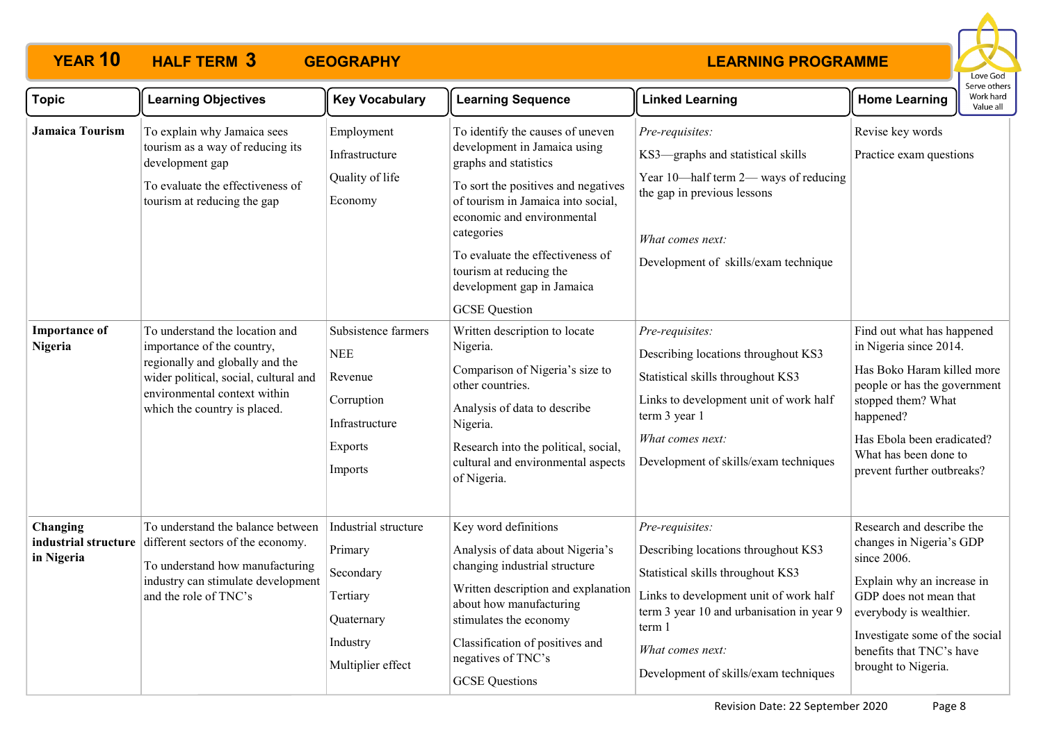# YEAR 10 HALF TERM 3 GEOGRAPHY LEARNING PROGRAMME

Love God
Serve others
Work hard
Value all

| Topic | Learning Objectives | Key Vocabulary | Learning Sequence | Linked Learning | Home Learning |
|---|---|---|---|---|---|
| **Jamaica Tourism** | To explain why Jamaica sees tourism as a way of reducing its development gap<br><br>To evaluate the effectiveness of tourism at reducing the gap | Employment<br><br>Infrastructure<br><br>Quality of life<br><br>Economy | To identify the causes of uneven development in Jamaica using graphs and statistics<br><br>To sort the positives and negatives of tourism in Jamaica into social, economic and environmental categories<br><br>To evaluate the effectiveness of tourism at reducing the development gap in Jamaica<br><br>GCSE Question | *Pre-requisites:*<br><br>KS3—graphs and statistical skills<br><br>Year 10—half term 2— ways of reducing the gap in previous lessons<br><br>*What comes next:*<br><br>Development of skills/exam technique | Revise key words<br><br>Practice exam questions |
| **Importance of Nigeria** | To understand the location and importance of the country, regionally and globally and the wider political, social, cultural and environmental context within which the country is placed. | Subsistence farmers<br><br>NEE<br><br>Revenue<br><br>Corruption<br><br>Infrastructure<br><br>Exports<br><br>Imports | Written description to locate Nigeria.<br><br>Comparison of Nigeria's size to other countries.<br><br>Analysis of data to describe Nigeria.<br><br>Research into the political, social, cultural and environmental aspects of Nigeria. | *Pre-requisites:*<br><br>Describing locations throughout KS3<br><br>Statistical skills throughout KS3<br><br>Links to development unit of work half term 3 year 1<br><br>*What comes next:*<br><br>Development of skills/exam techniques | Find out what has happened in Nigeria since 2014.<br><br>Has Boko Haram killed more people or has the government stopped them? What happened?<br><br>Has Ebola been eradicated? What has been done to prevent further outbreaks? |
| **Changing industrial structure in Nigeria** | To understand the balance between different sectors of the economy.<br><br>To understand how manufacturing industry can stimulate development and the role of TNC's | Industrial structure<br><br>Primary<br><br>Secondary<br><br>Tertiary<br><br>Quaternary<br><br>Industry<br><br>Multiplier effect | Key word definitions<br><br>Analysis of data about Nigeria's changing industrial structure<br><br>Written description and explanation about how manufacturing stimulates the economy<br><br>Classification of positives and negatives of TNC's<br><br>GCSE Questions | *Pre-requisites:*<br><br>Describing locations throughout KS3<br><br>Statistical skills throughout KS3<br><br>Links to development unit of work half term 3 year 10 and urbanisation in year 9 term 1<br><br>*What comes next:*<br><br>Development of skills/exam techniques | Research and describe the changes in Nigeria's GDP since 2006.<br><br>Explain why an increase in GDP does not mean that everybody is wealthier.<br><br>Investigate some of the social benefits that TNC's have brought to Nigeria. |

Revision Date: 22 September 2020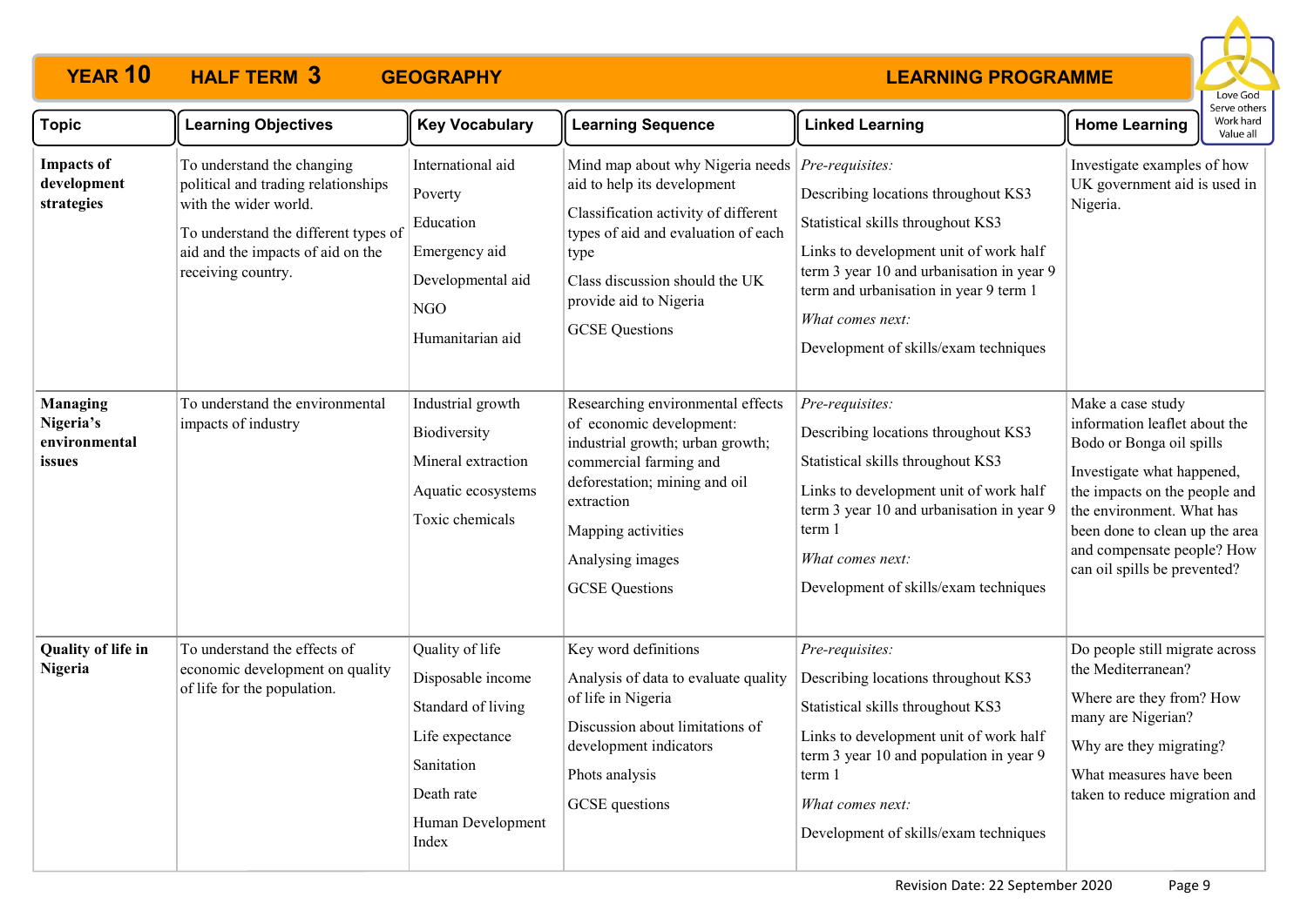# YEAR 10 HALF TERM 3 GEOGRAPHY LEARNING PROGRAMME

Love God Serve others Work hard Value all

| Topic | Learning Objectives | Key Vocabulary | Learning Sequence | Linked Learning | Home Learning |
|---|---|---|---|---|---|
| **Impacts of development strategies** | To understand the changing political and trading relationships with the wider world.<br>To understand the different types of aid and the impacts of aid on the receiving country. | International aid<br>Poverty<br>Education<br>Emergency aid<br>Developmental aid<br>NGO<br>Humanitarian aid | Mind map about why Nigeria needs aid to help its development<br>Classification activity of different types of aid and evaluation of each type<br>Class discussion should the UK provide aid to Nigeria<br>GCSE Questions | *Pre-requisites:*<br>Describing locations throughout KS3<br>Statistical skills throughout KS3<br>Links to development unit of work half term 3 year 10 and urbanisation in year 9 term and urbanisation in year 9 term 1<br>*What comes next:*<br>Development of skills/exam techniques | Investigate examples of how UK government aid is used in Nigeria. |
| **Managing Nigeria's environmental issues** | To understand the environmental impacts of industry | Industrial growth<br>Biodiversity<br>Mineral extraction<br>Aquatic ecosystems<br>Toxic chemicals | Researching environmental effects of economic development: industrial growth; urban growth; commercial farming and deforestation; mining and oil extraction<br>Mapping activities<br>Analysing images<br>GCSE Questions | *Pre-requisites:*<br>Describing locations throughout KS3<br>Statistical skills throughout KS3<br>Links to development unit of work half term 3 year 10 and urbanisation in year 9 term 1<br>*What comes next:*<br>Development of skills/exam techniques | Make a case study information leaflet about the Bodo or Bonga oil spills<br>Investigate what happened, the impacts on the people and the environment. What has been done to clean up the area and compensate people? How can oil spills be prevented? |
| **Quality of life in Nigeria** | To understand the effects of economic development on quality of life for the population. | Quality of life<br>Disposable income<br>Standard of living<br>Life expectance<br>Sanitation<br>Death rate<br>Human Development Index | Key word definitions<br>Analysis of data to evaluate quality of life in Nigeria<br>Discussion about limitations of development indicators<br>Phots analysis<br>GCSE questions | *Pre-requisites:*<br>Describing locations throughout KS3<br>Statistical skills throughout KS3<br>Links to development unit of work half term 3 year 10 and population in year 9 term 1<br>*What comes next:*<br>Development of skills/exam techniques | Do people still migrate across the Mediterranean?<br>Where are they from? How many are Nigerian?<br>Why are they migrating?<br>What measures have been taken to reduce migration and |

Revision Date: 22 September 2020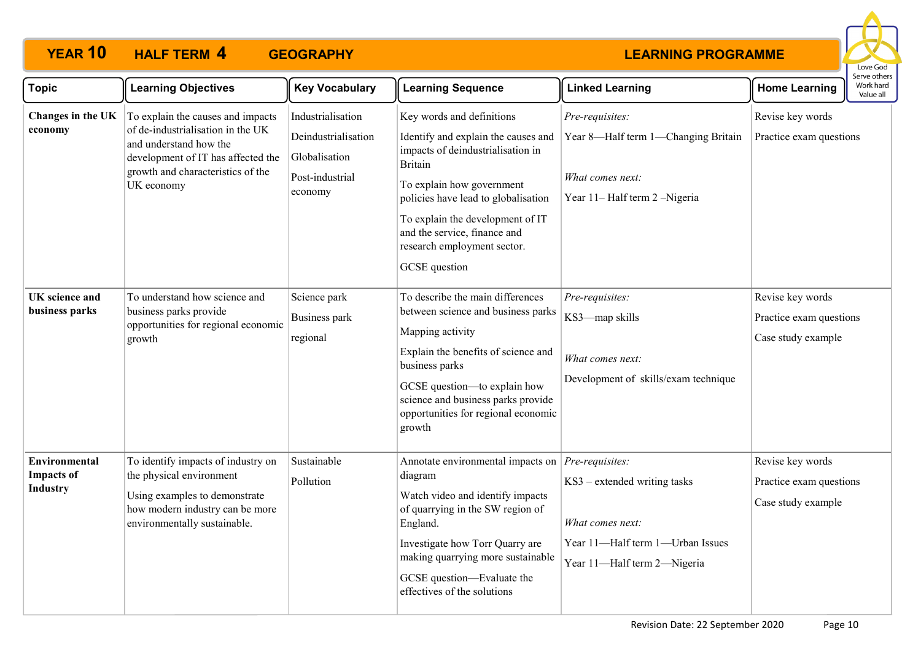# YEAR 10 HALF TERM 4 GEOGRAPHY LEARNING PROGRAMME

Love God
Serve others
Work hard
Value all

| Topic | Learning Objectives | Key Vocabulary | Learning Sequence | Linked Learning | Home Learning |
|---|---|---|---|---|---|
| **Changes in the UK economy** | To explain the causes and impacts of de-industrialisation in the UK and understand how the development of IT has affected the growth and characteristics of the UK economy | Industrialisation<br>Deindustrialisation<br>Globalisation<br>Post-industrial economy | Key words and definitions<br>Identify and explain the causes and impacts of deindustrialisation in Britain<br>To explain how government policies have lead to globalisation<br>To explain the development of IT and the service, finance and research employment sector.<br>GCSE question | *Pre-requisites:*<br>Year 8—Half term 1—Changing Britain<br>*What comes next:*<br>Year 11– Half term 2 –Nigeria | Revise key words<br>Practice exam questions |
| **UK science and business parks** | To understand how science and business parks provide opportunities for regional economic growth | Science park<br>Business park<br>regional | To describe the main differences between science and business parks<br>Mapping activity<br>Explain the benefits of science and business parks<br>GCSE question—to explain how science and business parks provide opportunities for regional economic growth | *Pre-requisites:*<br>KS3—map skills<br>*What comes next:*<br>Development of skills/exam technique | Revise key words<br>Practice exam questions<br>Case study example |
| **Environmental Impacts of Industry** | To identify impacts of industry on the physical environment<br>Using examples to demonstrate how modern industry can be more environmentally sustainable. | Sustainable<br>Pollution | Annotate environmental impacts on diagram<br>Watch video and identify impacts of quarrying in the SW region of England.<br>Investigate how Torr Quarry are making quarrying more sustainable<br>GCSE question—Evaluate the effectives of the solutions | *Pre-requisites:*<br>KS3 – extended writing tasks<br>*What comes next:*<br>Year 11—Half term 1—Urban Issues<br>Year 11—Half term 2—Nigeria | Revise key words<br>Practice exam questions<br>Case study example |

Revision Date: 22 September 2020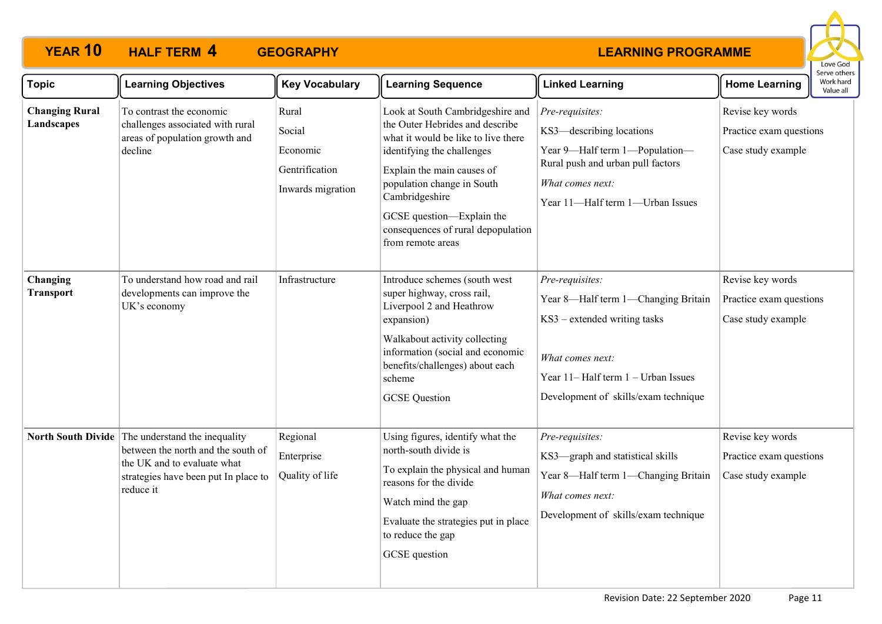# YEAR 10 HALF TERM 4 GEOGRAPHY LEARNING PROGRAMME

Love God
Serve others
Work hard
Value all

| Topic | Learning Objectives | Key Vocabulary | Learning Sequence | Linked Learning | Home Learning |
|---|---|---|---|---|---|
| **Changing Rural Landscapes** | To contrast the economic challenges associated with rural areas of population growth and decline | Rural<br>Social<br>Economic<br>Gentrification<br>Inwards migration | Look at South Cambridgeshire and the Outer Hebrides and describe what it would be like to live there identifying the challenges<br>Explain the main causes of population change in South Cambridgeshire<br>GCSE question—Explain the consequences of rural depopulation from remote areas | *Pre-requisites:*<br>KS3—describing locations<br>Year 9—Half term 1—Population—Rural push and urban pull factors<br>*What comes next:*<br>Year 11—Half term 1—Urban Issues | Revise key words<br>Practice exam questions<br>Case study example |
| **Changing Transport** | To understand how road and rail developments can improve the UK's economy | Infrastructure | Introduce schemes (south west super highway, cross rail, Liverpool 2 and Heathrow expansion)<br>Walkabout activity collecting information (social and economic benefits/challenges) about each scheme<br>GCSE Question | *Pre-requisites:*<br>Year 8—Half term 1—Changing Britain<br>KS3 – extended writing tasks<br>*What comes next:*<br>Year 11– Half term 1 – Urban Issues<br>Development of skills/exam technique | Revise key words<br>Practice exam questions<br>Case study example |
| **North South Divide** | The understand the inequality between the north and the south of the UK and to evaluate what strategies have been put In place to reduce it | Regional<br>Enterprise<br>Quality of life | Using figures, identify what the north-south divide is<br>To explain the physical and human reasons for the divide<br>Watch mind the gap<br>Evaluate the strategies put in place to reduce the gap<br>GCSE question | *Pre-requisites:*<br>KS3—graph and statistical skills<br>Year 8—Half term 1—Changing Britain<br>*What comes next:*<br>Development of skills/exam technique | Revise key words<br>Practice exam questions<br>Case study example |

Revision Date: 22 September 2020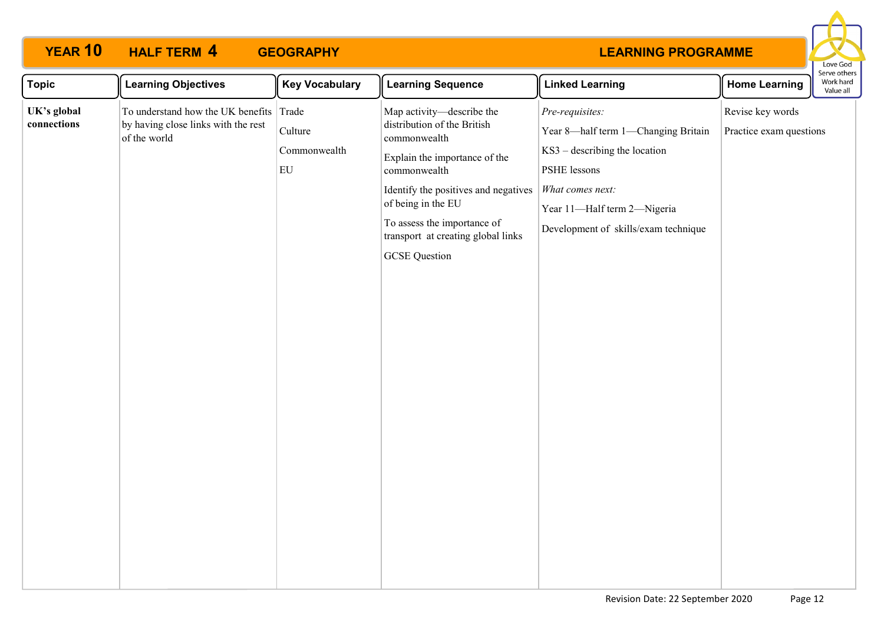# YEAR 10 HALF TERM 4 GEOGRAPHY LEARNING PROGRAMME

Love God
Serve others
Work hard
Value all

| Topic | Learning Objectives | Key Vocabulary | Learning Sequence | Linked Learning | Home Learning |
|---|---|---|---|---|---|
| **UK's global connections** | To understand how the UK benefits by having close links with the rest of the world | Trade<br><br>Culture<br><br>Commonwealth<br><br>EU | Map activity—describe the distribution of the British commonwealth<br><br>Explain the importance of the commonwealth<br><br>Identify the positives and negatives of being in the EU<br><br>To assess the importance of transport at creating global links<br><br>GCSE Question | *Pre-requisites:*<br><br>Year 8—half term 1—Changing Britain<br><br>KS3 – describing the location<br><br>PSHE lessons<br><br>*What comes next:*<br><br>Year 11—Half term 2—Nigeria<br><br>Development of skills/exam technique | Revise key words<br><br>Practice exam questions |

Revision Date: 22 September 2020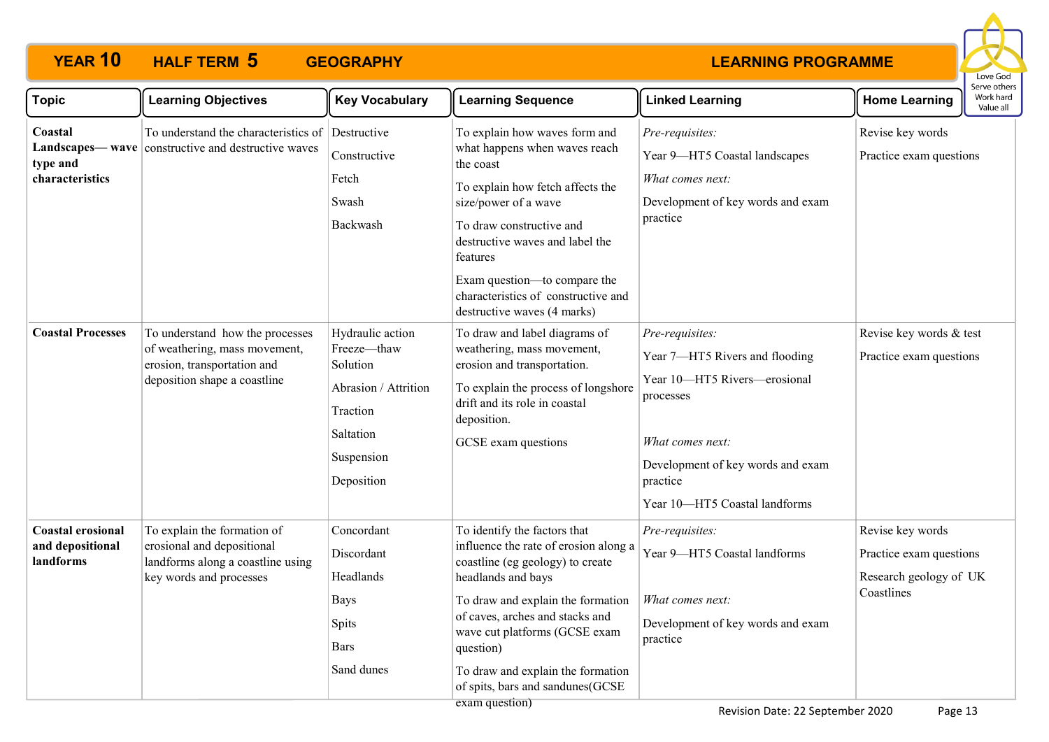# YEAR 10 HALF TERM 5 GEOGRAPHY — LEARNING PROGRAMME

Love God
Serve others
Work hard
Value all

| Topic | Learning Objectives | Key Vocabulary | Learning Sequence | Linked Learning | Home Learning |
|---|---|---|---|---|---|
| **Coastal Landscapes— wave type and characteristics** | To understand the characteristics of constructive and destructive waves | Destructive<br>Constructive<br>Fetch<br>Swash<br>Backwash | To explain how waves form and what happens when waves reach the coast<br>To explain how fetch affects the size/power of a wave<br>To draw constructive and destructive waves and label the features<br>Exam question—to compare the characteristics of constructive and destructive waves (4 marks) | *Pre-requisites:*<br>Year 9—HT5 Coastal landscapes<br>*What comes next:*<br>Development of key words and exam practice | Revise key words<br>Practice exam questions |
| **Coastal Processes** | To understand how the processes of weathering, mass movement, erosion, transportation and deposition shape a coastline | Hydraulic action<br>Freeze—thaw<br>Solution<br>Abrasion / Attrition<br>Traction<br>Saltation<br>Suspension<br>Deposition | To draw and label diagrams of weathering, mass movement, erosion and transportation.<br>To explain the process of longshore drift and its role in coastal deposition.<br>GCSE exam questions | *Pre-requisites:*<br>Year 7—HT5 Rivers and flooding<br>Year 10—HT5 Rivers—erosional processes<br>*What comes next:*<br>Development of key words and exam practice<br>Year 10—HT5 Coastal landforms | Revise key words & test<br>Practice exam questions |
| **Coastal erosional and depositional landforms** | To explain the formation of erosional and depositional landforms along a coastline using key words and processes | Concordant<br>Discordant<br>Headlands<br>Bays<br>Spits<br>Bars<br>Sand dunes | To identify the factors that influence the rate of erosion along a coastline (eg geology) to create headlands and bays<br>To draw and explain the formation of caves, arches and stacks and wave cut platforms (GCSE exam question)<br>To draw and explain the formation of spits, bars and sandunes(GCSE exam question) | *Pre-requisites:*<br>Year 9—HT5 Coastal landforms<br>*What comes next:*<br>Development of key words and exam practice | Revise key words<br>Practice exam questions<br>Research geology of UK Coastlines |

Revision Date: 22 September 2020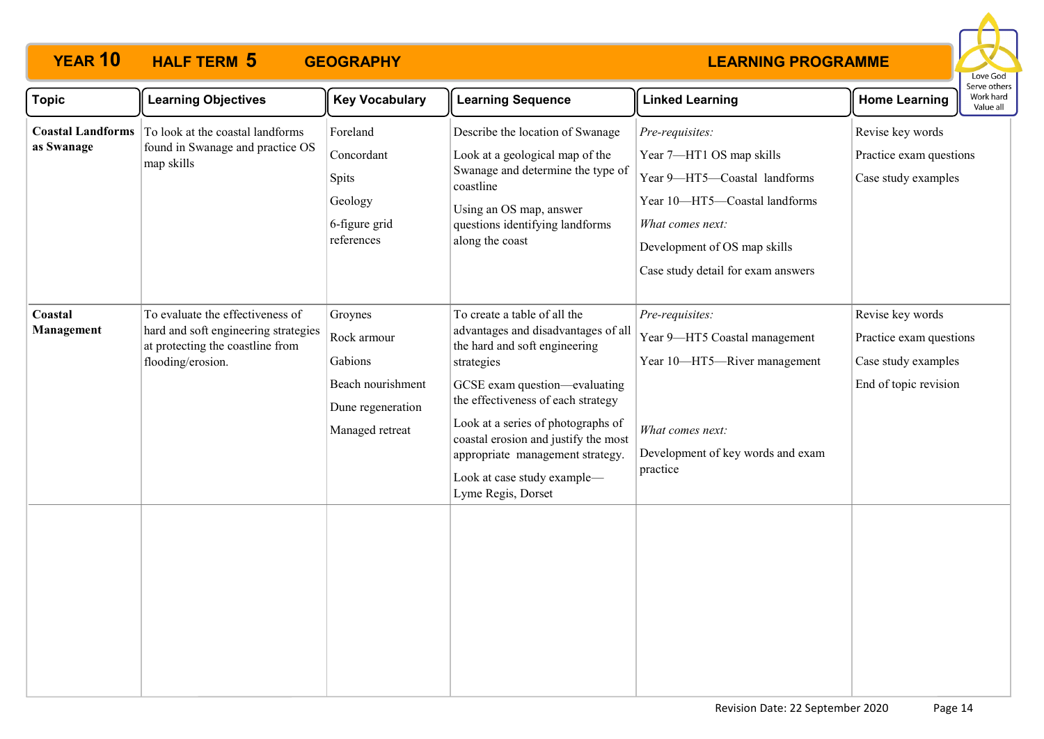# YEAR 10 HALF TERM 5 GEOGRAPHY LEARNING PROGRAMME

Love God
Serve others
Work hard
Value all

| Topic | Learning Objectives | Key Vocabulary | Learning Sequence | Linked Learning | Home Learning |
|---|---|---|---|---|---|
| **Coastal Landforms as Swanage** | To look at the coastal landforms found in Swanage and practice OS map skills | Foreland<br>Concordant<br>Spits<br>Geology<br>6-figure grid references | Describe the location of Swanage<br>Look at a geological map of the Swanage and determine the type of coastline<br>Using an OS map, answer questions identifying landforms along the coast | *Pre-requisites:*<br>Year 7—HT1 OS map skills<br>Year 9—HT5—Coastal landforms<br>Year 10—HT5—Coastal landforms<br>*What comes next:*<br>Development of OS map skills<br>Case study detail for exam answers | Revise key words<br>Practice exam questions<br>Case study examples |
| **Coastal Management** | To evaluate the effectiveness of hard and soft engineering strategies at protecting the coastline from flooding/erosion. | Groynes<br>Rock armour<br>Gabions<br>Beach nourishment<br>Dune regeneration<br>Managed retreat | To create a table of all the advantages and disadvantages of all the hard and soft engineering strategies<br>GCSE exam question—evaluating the effectiveness of each strategy<br>Look at a series of photographs of coastal erosion and justify the most appropriate management strategy.<br>Look at case study example—Lyme Regis, Dorset | *Pre-requisites:*<br>Year 9—HT5 Coastal management<br>Year 10—HT5—River management<br>*What comes next:*<br>Development of key words and exam practice | Revise key words<br>Practice exam questions<br>Case study examples<br>End of topic revision |
| | | | | | |

Revision Date: 22 September 2020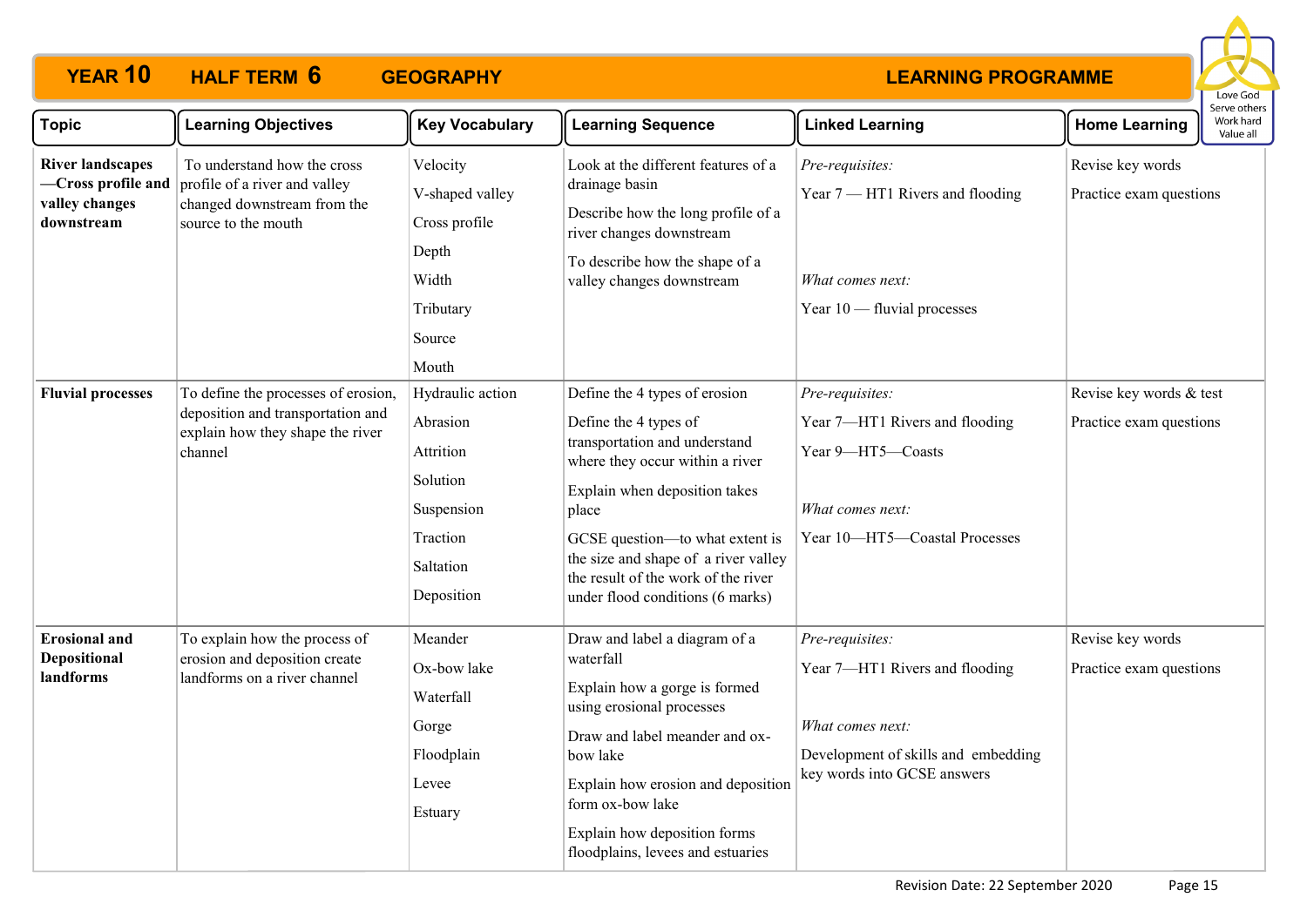# YEAR 10 HALF TERM 6 GEOGRAPHY LEARNING PROGRAMME

Love God
Serve others
Work hard
Value all

| Topic | Learning Objectives | Key Vocabulary | Learning Sequence | Linked Learning | Home Learning |
|---|---|---|---|---|---|
| **River landscapes —Cross profile and valley changes downstream** | To understand how the cross profile of a river and valley changed downstream from the source to the mouth | Velocity<br>V-shaped valley<br>Cross profile<br>Depth<br>Width<br>Tributary<br>Source<br>Mouth | Look at the different features of a drainage basin<br>Describe how the long profile of a river changes downstream<br>To describe how the shape of a valley changes downstream | *Pre-requisites:*<br>Year 7 — HT1 Rivers and flooding<br>*What comes next:*<br>Year 10 — fluvial processes | Revise key words<br>Practice exam questions |
| **Fluvial processes** | To define the processes of erosion, deposition and transportation and explain how they shape the river channel | Hydraulic action<br>Abrasion<br>Attrition<br>Solution<br>Suspension<br>Traction<br>Saltation<br>Deposition | Define the 4 types of erosion<br>Define the 4 types of transportation and understand where they occur within a river<br>Explain when deposition takes place<br>GCSE question—to what extent is the size and shape of a river valley the result of the work of the river under flood conditions (6 marks) | *Pre-requisites:*<br>Year 7—HT1 Rivers and flooding<br>Year 9—HT5—Coasts<br>*What comes next:*<br>Year 10—HT5—Coastal Processes | Revise key words & test<br>Practice exam questions |
| **Erosional and Depositional landforms** | To explain how the process of erosion and deposition create landforms on a river channel | Meander<br>Ox-bow lake<br>Waterfall<br>Gorge<br>Floodplain<br>Levee<br>Estuary | Draw and label a diagram of a waterfall<br>Explain how a gorge is formed using erosional processes<br>Draw and label meander and ox-bow lake<br>Explain how erosion and deposition form ox-bow lake<br>Explain how deposition forms floodplains, levees and estuaries | *Pre-requisites:*<br>Year 7—HT1 Rivers and flooding<br>*What comes next:*<br>Development of skills and embedding key words into GCSE answers | Revise key words<br>Practice exam questions |

Revision Date: 22 September 2020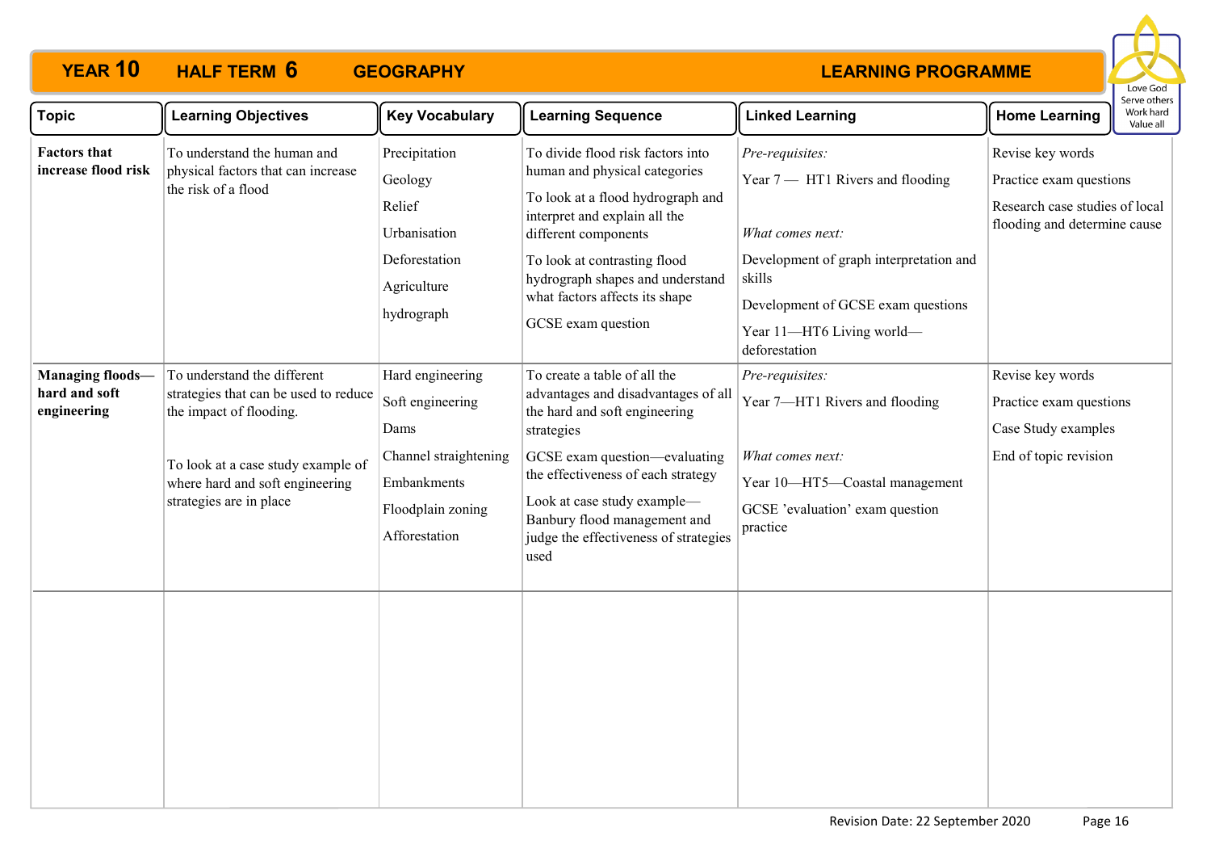# YEAR 10 HALF TERM 6 GEOGRAPHY LEARNING PROGRAMME

Love God Serve others Work hard Value all

| Topic | Learning Objectives | Key Vocabulary | Learning Sequence | Linked Learning | Home Learning |
|---|---|---|---|---|---|
| **Factors that increase flood risk** | To understand the human and physical factors that can increase the risk of a flood | Precipitation<br>Geology<br>Relief<br>Urbanisation<br>Deforestation<br>Agriculture<br>hydrograph | To divide flood risk factors into human and physical categories<br>To look at a flood hydrograph and interpret and explain all the different components<br>To look at contrasting flood hydrograph shapes and understand what factors affects its shape<br>GCSE exam question | *Pre-requisites:*<br>Year 7 — HT1 Rivers and flooding<br><br>*What comes next:*<br>Development of graph interpretation and skills<br>Development of GCSE exam questions<br>Year 11—HT6 Living world—deforestation | Revise key words<br>Practice exam questions<br>Research case studies of local flooding and determine cause |
| **Managing floods—hard and soft engineering** | To understand the different strategies that can be used to reduce the impact of flooding.<br><br>To look at a case study example of where hard and soft engineering strategies are in place | Hard engineering<br>Soft engineering<br>Dams<br>Channel straightening<br>Embankments<br>Floodplain zoning<br>Afforestation | To create a table of all the advantages and disadvantages of all the hard and soft engineering strategies<br>GCSE exam question—evaluating the effectiveness of each strategy<br>Look at case study example—Banbury flood management and judge the effectiveness of strategies used | *Pre-requisites:*<br>Year 7—HT1 Rivers and flooding<br><br>*What comes next:*<br>Year 10—HT5—Coastal management<br>GCSE 'evaluation' exam question practice | Revise key words<br>Practice exam questions<br>Case Study examples<br>End of topic revision |
| | | | | | |

Revision Date: 22 September 2020